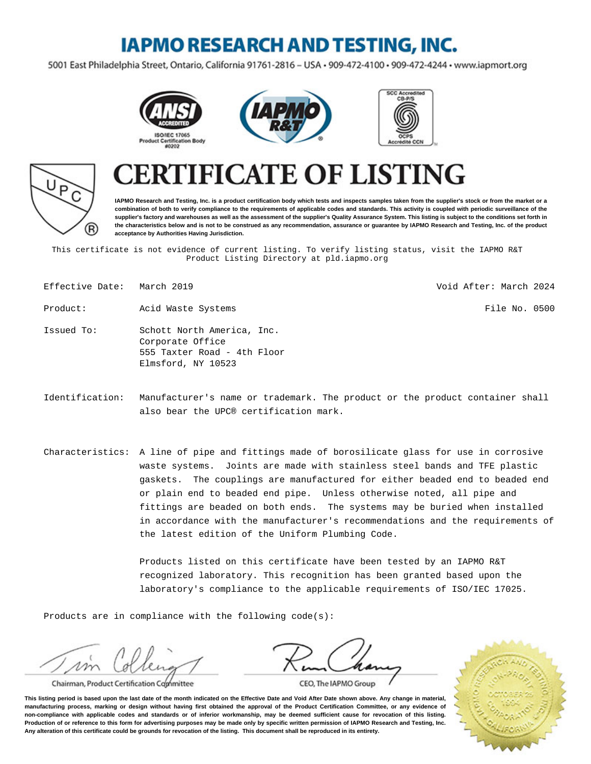# IAPMO RESEARCH AND TESTING, INC.

5001 East Philadelphia Street, Ontario, California 91761-2816 – USA • 909-472-4100 • 909-472-4244 • www.iapmort.org

ANSI ACCREDITED ISO/IEC 17065 Product Certification Body #0202

SCC Accredited CB-P/S OCPS Accrédité CCN

# CERTIFICATE OF LISTING

**IAPMO Research and Testing, Inc. is a product certification body which tests and inspects samples taken from the supplier's stock or from the market or a combination of both to verify compliance to the requirements of applicable codes and standards. This activity is coupled with periodic surveillance of the supplier's factory and warehouses as well as the assessment of the supplier's Quality Assurance System. This listing is subject to the conditions set forth in the characteristics below and is not to be construed as any recommendation, assurance or guarantee by IAPMO Research and Testing, Inc. of the product acceptance by Authorities Having Jurisdiction.**

This certificate is not evidence of current listing. To verify listing status, visit the IAPMO R&T Product Listing Directory at pld.iapmo.org

Effective Date: March 2019

Void After: March 2024

Product: Acid Waste Systems

File No. 0500

Issued To: Schott North America, Inc.
Corporate Office
555 Taxter Road - 4th Floor
Elmsford, NY 10523

Identification: Manufacturer's name or trademark. The product or the product container shall also bear the UPC® certification mark.

Characteristics: A line of pipe and fittings made of borosilicate glass for use in corrosive waste systems. Joints are made with stainless steel bands and TFE plastic gaskets. The couplings are manufactured for either beaded end to beaded end or plain end to beaded end pipe. Unless otherwise noted, all pipe and fittings are beaded on both ends. The systems may be buried when installed in accordance with the manufacturer's recommendations and the requirements of the latest edition of the Uniform Plumbing Code.

Products listed on this certificate have been tested by an IAPMO R&T recognized laboratory. This recognition has been granted based upon the laboratory's compliance to the applicable requirements of ISO/IEC 17025.

Products are in compliance with the following code(s):

Chairman, Product Certification Committee

CEO, The IAPMO Group

**This listing period is based upon the last date of the month indicated on the Effective Date and Void After Date shown above. Any change in material, manufacturing process, marking or design without having first obtained the approval of the Product Certification Committee, or any evidence of non-compliance with applicable codes and standards or of inferior workmanship, may be deemed sufficient cause for revocation of this listing. Production of or reference to this form for advertising purposes may be made only by specific written permission of IAPMO Research and Testing, Inc. Any alteration of this certificate could be grounds for revocation of the listing. This document shall be reproduced in its entirety.**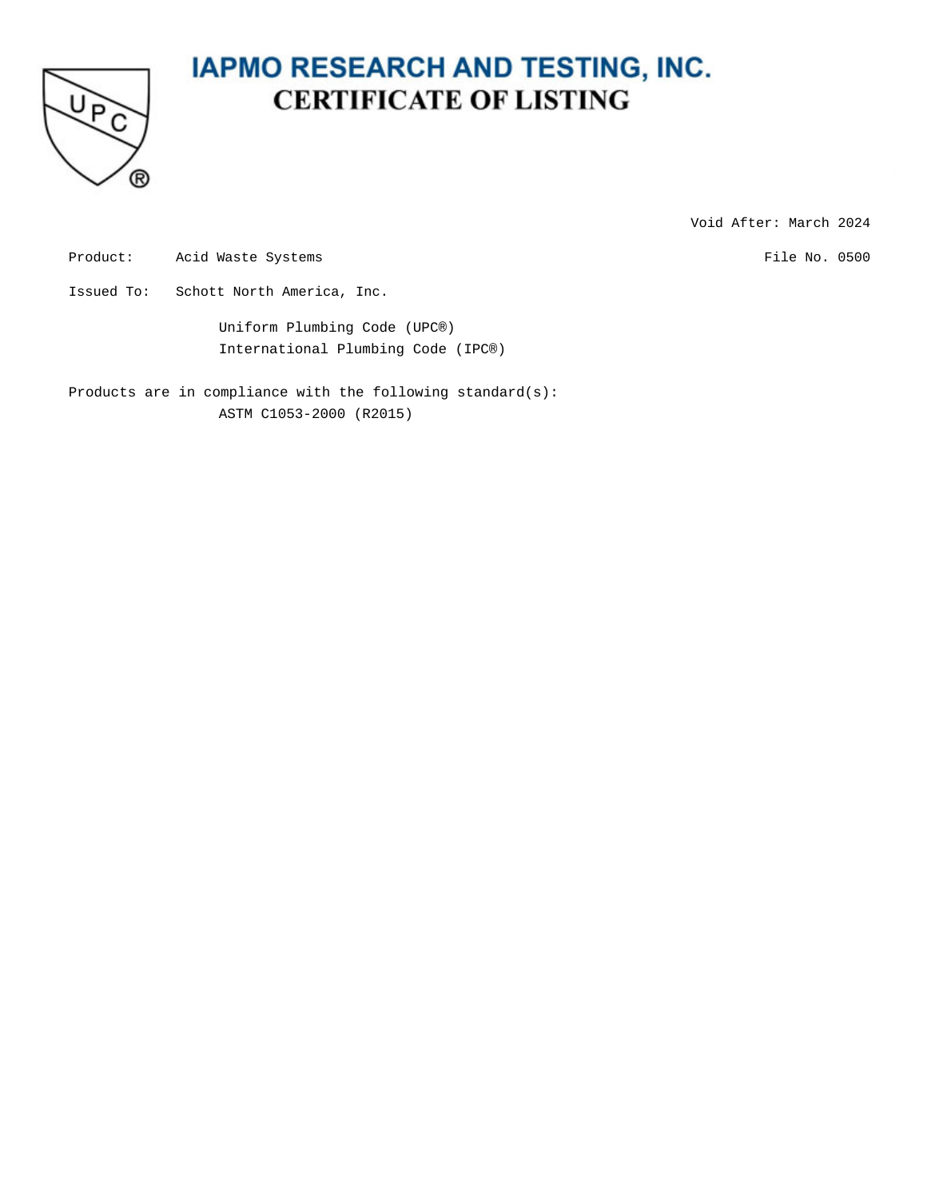# IAPMO RESEARCH AND TESTING, INC.

## CERTIFICATE OF LISTING

Void After: March 2024

Product: Acid Waste Systems

File No. 0500

Issued To: Schott North America, Inc.

Uniform Plumbing Code (UPC®)
International Plumbing Code (IPC®)

Products are in compliance with the following standard(s):
ASTM C1053-2000 (R2015)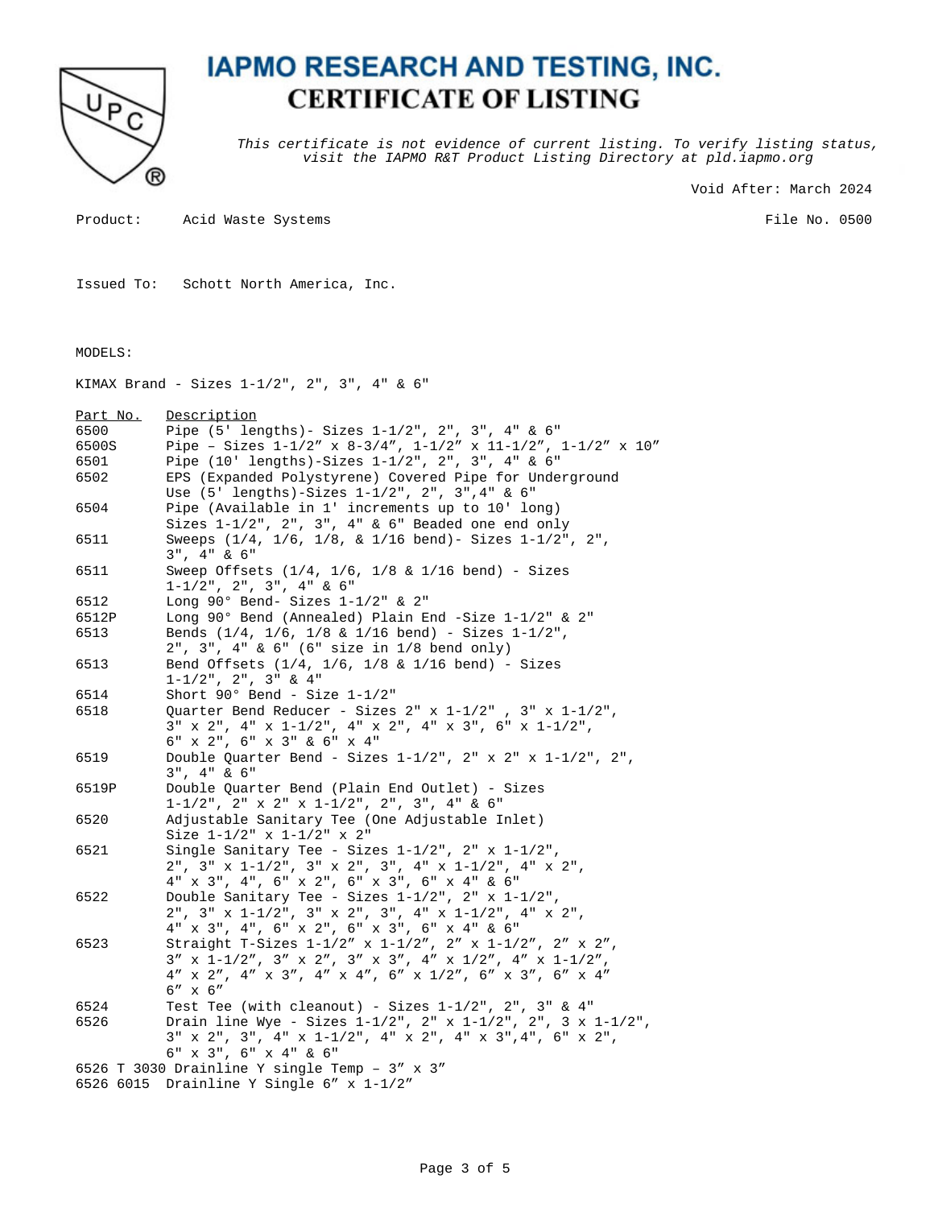# IAPMO RESEARCH AND TESTING, INC.
## CERTIFICATE OF LISTING

*This certificate is not evidence of current listing. To verify listing status, visit the IAPMO R&T Product Listing Directory at pld.iapmo.org*

Void After: March 2024

Product: Acid Waste Systems

File No. 0500

Issued To: Schott North America, Inc.

MODELS:

KIMAX Brand - Sizes 1-1/2", 2", 3", 4" & 6"

| Part No. | Description |
|---|---|
| 6500 | Pipe (5' lengths)- Sizes 1-1/2", 2", 3", 4" & 6" |
| 6500S | Pipe – Sizes 1-1/2″ x 8-3/4″, 1-1/2″ x 11-1/2″, 1-1/2″ x 10″ |
| 6501 | Pipe (10' lengths)-Sizes 1-1/2", 2", 3", 4" & 6" |
| 6502 | EPS (Expanded Polystyrene) Covered Pipe for Underground Use (5' lengths)-Sizes 1-1/2", 2", 3",4" & 6" |
| 6504 | Pipe (Available in 1' increments up to 10' long) Sizes 1-1/2", 2", 3", 4" & 6" Beaded one end only |
| 6511 | Sweeps (1/4, 1/6, 1/8, & 1/16 bend)- Sizes 1-1/2", 2", 3", 4" & 6" |
| 6511 | Sweep Offsets (1/4, 1/6, 1/8 & 1/16 bend) - Sizes 1-1/2", 2", 3", 4" & 6" |
| 6512 | Long 90° Bend- Sizes 1-1/2" & 2" |
| 6512P | Long 90° Bend (Annealed) Plain End -Size 1-1/2" & 2" |
| 6513 | Bends (1/4, 1/6, 1/8 & 1/16 bend) - Sizes 1-1/2", 2", 3", 4" & 6" (6" size in 1/8 bend only) |
| 6513 | Bend Offsets (1/4, 1/6, 1/8 & 1/16 bend) - Sizes 1-1/2", 2", 3" & 4" |
| 6514 | Short 90° Bend - Size 1-1/2" |
| 6518 | Quarter Bend Reducer - Sizes 2" x 1-1/2" , 3" x 1-1/2", 3" x 2", 4" x 1-1/2", 4" x 2", 4" x 3", 6" x 1-1/2", 6" x 2", 6" x 3" & 6" x 4" |
| 6519 | Double Quarter Bend - Sizes 1-1/2", 2" x 2" x 1-1/2", 2", 3", 4" & 6" |
| 6519P | Double Quarter Bend (Plain End Outlet) - Sizes 1-1/2", 2" x 2" x 1-1/2", 2", 3", 4" & 6" |
| 6520 | Adjustable Sanitary Tee (One Adjustable Inlet) Size 1-1/2" x 1-1/2" x 2" |
| 6521 | Single Sanitary Tee - Sizes 1-1/2", 2" x 1-1/2", 2", 3" x 1-1/2", 3" x 2", 3", 4" x 1-1/2", 4" x 2", 4" x 3", 4", 6" x 2", 6" x 3", 6" x 4" & 6" |
| 6522 | Double Sanitary Tee - Sizes 1-1/2", 2" x 1-1/2", 2", 3" x 1-1/2", 3" x 2", 3", 4" x 1-1/2", 4" x 2", 4" x 3", 4", 6" x 2", 6" x 3", 6" x 4" & 6" |
| 6523 | Straight T-Sizes 1-1/2″ x 1-1/2″, 2″ x 1-1/2″, 2″ x 2″, 3″ x 1-1/2″, 3″ x 2″, 3″ x 3″, 4″ x 1/2″, 4″ x 1-1/2″, 4″ x 2″, 4″ x 3″, 4″ x 4″, 6″ x 1/2″, 6″ x 3″, 6″ x 4″ 6″ x 6″ |
| 6524 | Test Tee (with cleanout) - Sizes 1-1/2", 2", 3" & 4" |
| 6526 | Drain line Wye - Sizes 1-1/2", 2" x 1-1/2", 2", 3 x 1-1/2", 3" x 2", 3", 4" x 1-1/2", 4" x 2", 4" x 3",4", 6" x 2", 6" x 3", 6" x 4" & 6" |
| 6526 T 3030 | Drainline Y single Temp – 3″ x 3″ |
| 6526 6015 | Drainline Y Single 6″ x 1-1/2″ |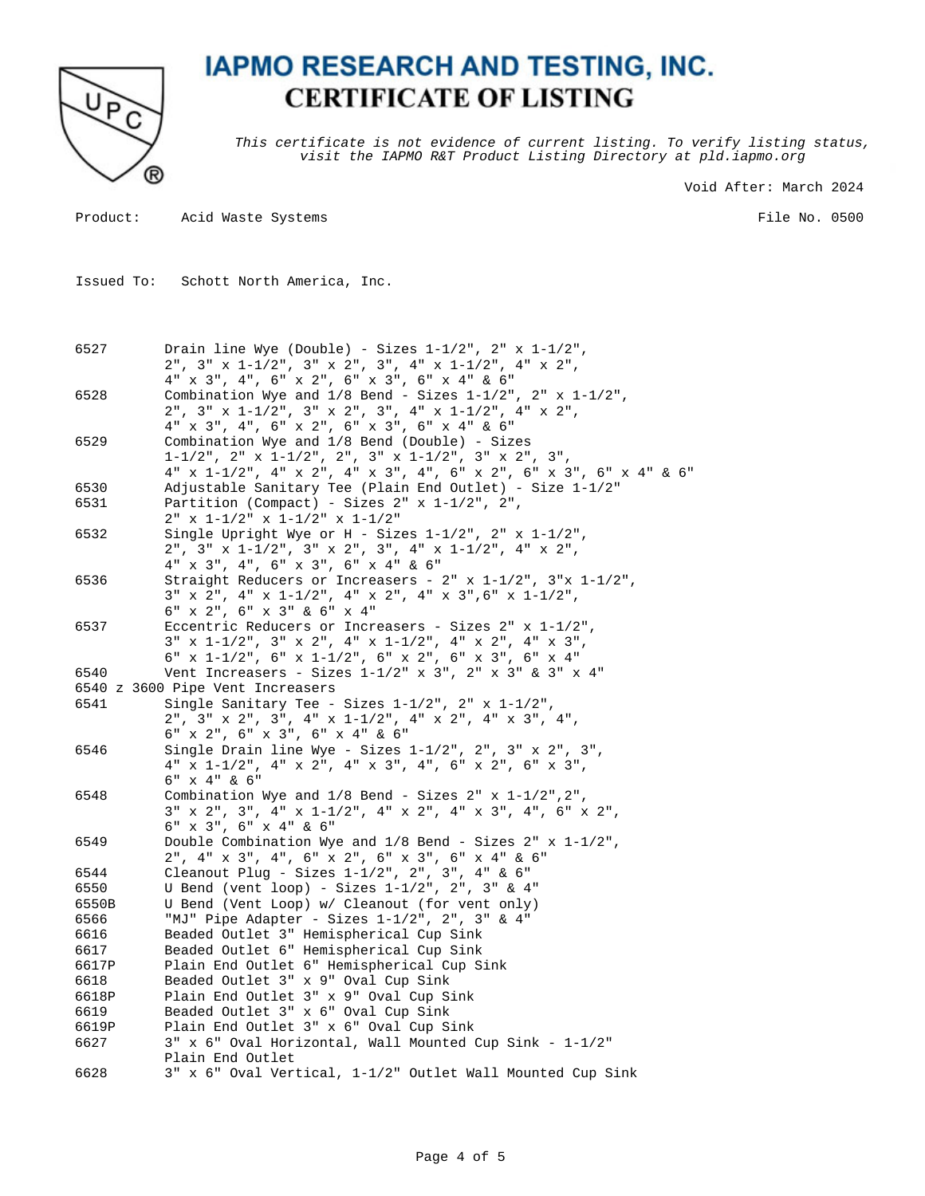# IAPMO RESEARCH AND TESTING, INC.

## CERTIFICATE OF LISTING

*This certificate is not evidence of current listing. To verify listing status, visit the IAPMO R&T Product Listing Directory at pld.iapmo.org*

Void After: March 2024

Product: Acid Waste Systems

File No. 0500

Issued To: Schott North America, Inc.

| | |
|---|---|
| 6527 | Drain line Wye (Double) - Sizes 1-1/2", 2" x 1-1/2", 2", 3" x 1-1/2", 3" x 2", 3", 4" x 1-1/2", 4" x 2", 4" x 3", 4", 6" x 2", 6" x 3", 6" x 4" & 6" |
| 6528 | Combination Wye and 1/8 Bend - Sizes 1-1/2", 2" x 1-1/2", 2", 3" x 1-1/2", 3" x 2", 3", 4" x 1-1/2", 4" x 2", 4" x 3", 4", 6" x 2", 6" x 3", 6" x 4" & 6" |
| 6529 | Combination Wye and 1/8 Bend (Double) - Sizes 1-1/2", 2" x 1-1/2", 2", 3" x 1-1/2", 3" x 2", 3", 4" x 1-1/2", 4" x 2", 4" x 3", 4", 6" x 2", 6" x 3", 6" x 4" & 6" |
| 6530 | Adjustable Sanitary Tee (Plain End Outlet) - Size 1-1/2" |
| 6531 | Partition (Compact) - Sizes 2" x 1-1/2", 2", 2" x 1-1/2" x 1-1/2" x 1-1/2" |
| 6532 | Single Upright Wye or H - Sizes 1-1/2", 2" x 1-1/2", 2", 3" x 1-1/2", 3" x 2", 3", 4" x 1-1/2", 4" x 2", 4" x 3", 4", 6" x 3", 6" x 4" & 6" |
| 6536 | Straight Reducers or Increasers - 2" x 1-1/2", 3"x 1-1/2", 3" x 2", 4" x 1-1/2", 4" x 2", 4" x 3",6" x 1-1/2", 6" x 2", 6" x 3" & 6" x 4" |
| 6537 | Eccentric Reducers or Increasers - Sizes 2" x 1-1/2", 3" x 1-1/2", 3" x 2", 4" x 1-1/2", 4" x 2", 4" x 3", 6" x 1-1/2", 6" x 1-1/2", 6" x 2", 6" x 3", 6" x 4" |
| 6540 | Vent Increasers - Sizes 1-1/2" x 3", 2" x 3" & 3" x 4" |
| 6540 z 3600 | Pipe Vent Increasers |
| 6541 | Single Sanitary Tee - Sizes 1-1/2", 2" x 1-1/2", 2", 3" x 2", 3", 4" x 1-1/2", 4" x 2", 4" x 3", 4", 6" x 2", 6" x 3", 6" x 4" & 6" |
| 6546 | Single Drain line Wye - Sizes 1-1/2", 2", 3" x 2", 3", 4" x 1-1/2", 4" x 2", 4" x 3", 4", 6" x 2", 6" x 3", 6" x 4" & 6" |
| 6548 | Combination Wye and 1/8 Bend - Sizes 2" x 1-1/2",2", 3" x 2", 3", 4" x 1-1/2", 4" x 2", 4" x 3", 4", 6" x 2", 6" x 3", 6" x 4" & 6" |
| 6549 | Double Combination Wye and 1/8 Bend - Sizes 2" x 1-1/2", 2", 4" x 3", 4", 6" x 2", 6" x 3", 6" x 4" & 6" |
| 6544 | Cleanout Plug - Sizes 1-1/2", 2", 3", 4" & 6" |
| 6550 | U Bend (vent loop) - Sizes 1-1/2", 2", 3" & 4" |
| 6550B | U Bend (Vent Loop) w/ Cleanout (for vent only) |
| 6566 | "MJ" Pipe Adapter - Sizes 1-1/2", 2", 3" & 4" |
| 6616 | Beaded Outlet 3" Hemispherical Cup Sink |
| 6617 | Beaded Outlet 6" Hemispherical Cup Sink |
| 6617P | Plain End Outlet 6" Hemispherical Cup Sink |
| 6618 | Beaded Outlet 3" x 9" Oval Cup Sink |
| 6618P | Plain End Outlet 3" x 9" Oval Cup Sink |
| 6619 | Beaded Outlet 3" x 6" Oval Cup Sink |
| 6619P | Plain End Outlet 3" x 6" Oval Cup Sink |
| 6627 | 3" x 6" Oval Horizontal, Wall Mounted Cup Sink - 1-1/2" Plain End Outlet |
| 6628 | 3" x 6" Oval Vertical, 1-1/2" Outlet Wall Mounted Cup Sink |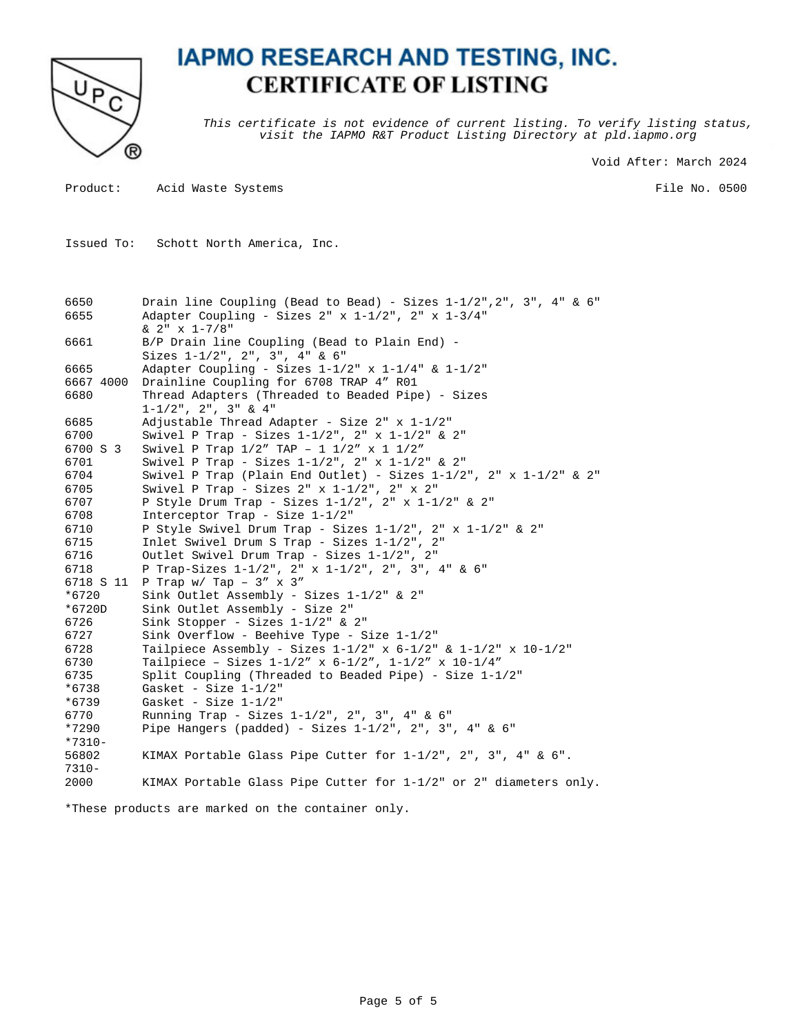# IAPMO RESEARCH AND TESTING, INC.
## CERTIFICATE OF LISTING

*This certificate is not evidence of current listing. To verify listing status, visit the IAPMO R&T Product Listing Directory at pld.iapmo.org*

Void After: March 2024

Product: Acid Waste Systems

File No. 0500

Issued To: Schott North America, Inc.

| | |
|---|---|
| 6650 | Drain line Coupling (Bead to Bead) - Sizes 1-1/2",2", 3", 4" & 6" |
| 6655 | Adapter Coupling - Sizes 2" x 1-1/2", 2" x 1-3/4" & 2" x 1-7/8" |
| 6661 | B/P Drain line Coupling (Bead to Plain End) - Sizes 1-1/2", 2", 3", 4" & 6" |
| 6665 | Adapter Coupling - Sizes 1-1/2" x 1-1/4" & 1-1/2" |
| 6667 4000 | Drainline Coupling for 6708 TRAP 4" R01 |
| 6680 | Thread Adapters (Threaded to Beaded Pipe) - Sizes 1-1/2", 2", 3" & 4" |
| 6685 | Adjustable Thread Adapter - Size 2" x 1-1/2" |
| 6700 | Swivel P Trap - Sizes 1-1/2", 2" x 1-1/2" & 2" |
| 6700 S 3 | Swivel P Trap 1/2" TAP – 1 1/2" x 1 1/2" |
| 6701 | Swivel P Trap - Sizes 1-1/2", 2" x 1-1/2" & 2" |
| 6704 | Swivel P Trap (Plain End Outlet) - Sizes 1-1/2", 2" x 1-1/2" & 2" |
| 6705 | Swivel P Trap - Sizes 2" x 1-1/2", 2" x 2" |
| 6707 | P Style Drum Trap - Sizes 1-1/2", 2" x 1-1/2" & 2" |
| 6708 | Interceptor Trap - Size 1-1/2" |
| 6710 | P Style Swivel Drum Trap - Sizes 1-1/2", 2" x 1-1/2" & 2" |
| 6715 | Inlet Swivel Drum S Trap - Sizes 1-1/2", 2" |
| 6716 | Outlet Swivel Drum Trap - Sizes 1-1/2", 2" |
| 6718 | P Trap-Sizes 1-1/2", 2" x 1-1/2", 2", 3", 4" & 6" |
| 6718 S 11 | P Trap w/ Tap – 3" x 3" |
| *6720 | Sink Outlet Assembly - Sizes 1-1/2" & 2" |
| *6720D | Sink Outlet Assembly - Size 2" |
| 6726 | Sink Stopper - Sizes 1-1/2" & 2" |
| 6727 | Sink Overflow - Beehive Type - Size 1-1/2" |
| 6728 | Tailpiece Assembly - Sizes 1-1/2" x 6-1/2" & 1-1/2" x 10-1/2" |
| 6730 | Tailpiece – Sizes 1-1/2" x 6-1/2", 1-1/2" x 10-1/4" |
| 6735 | Split Coupling (Threaded to Beaded Pipe) - Size 1-1/2" |
| *6738 | Gasket - Size 1-1/2" |
| *6739 | Gasket - Size 1-1/2" |
| 6770 | Running Trap - Sizes 1-1/2", 2", 3", 4" & 6" |
| *7290 | Pipe Hangers (padded) - Sizes 1-1/2", 2", 3", 4" & 6" |
| *7310-56802 | KIMAX Portable Glass Pipe Cutter for 1-1/2", 2", 3", 4" & 6". |
| 7310-2000 | KIMAX Portable Glass Pipe Cutter for 1-1/2" or 2" diameters only. |

*These products are marked on the container only.